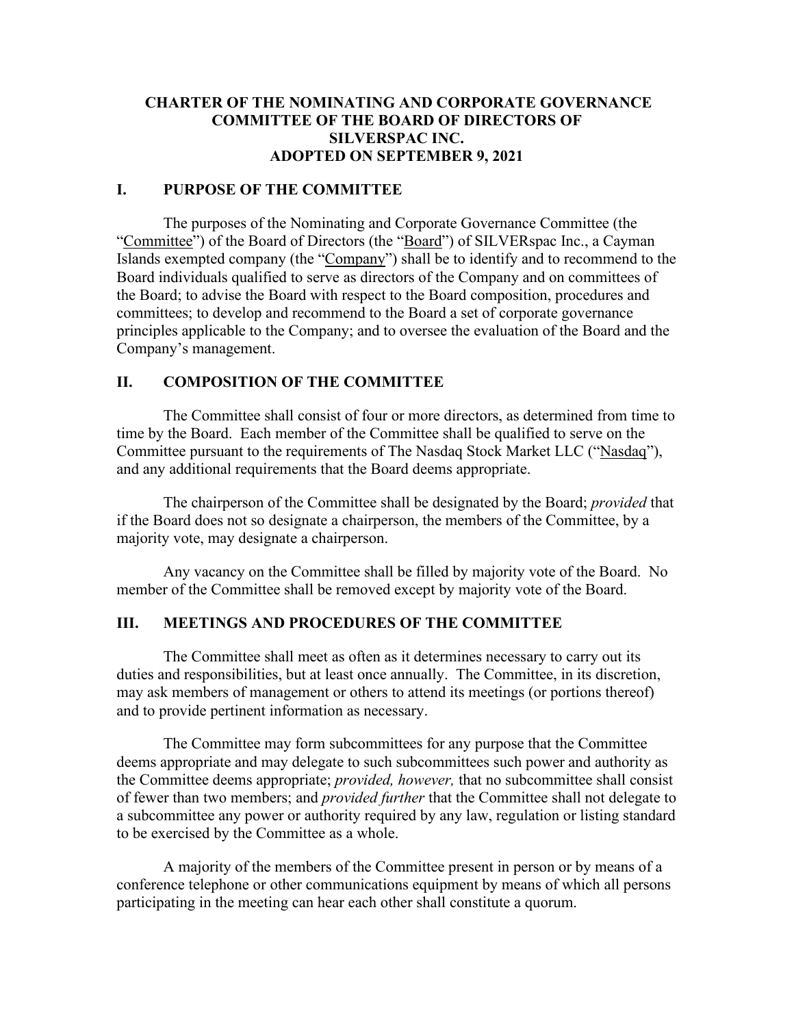# CHARTER OF THE NOMINATING AND CORPORATE GOVERNANCE COMMITTEE OF THE BOARD OF DIRECTORS OF SILVERSPAC INC. ADOPTED ON SEPTEMBER 9, 2021

## I. PURPOSE OF THE COMMITTEE

The purposes of the Nominating and Corporate Governance Committee (the "Committee") of the Board of Directors (the "Board") of SILVERspac Inc., a Cayman Islands exempted company (the "Company") shall be to identify and to recommend to the Board individuals qualified to serve as directors of the Company and on committees of the Board; to advise the Board with respect to the Board composition, procedures and committees; to develop and recommend to the Board a set of corporate governance principles applicable to the Company; and to oversee the evaluation of the Board and the Company's management.

## II. COMPOSITION OF THE COMMITTEE

The Committee shall consist of four or more directors, as determined from time to time by the Board. Each member of the Committee shall be qualified to serve on the Committee pursuant to the requirements of The Nasdaq Stock Market LLC ("Nasdaq"), and any additional requirements that the Board deems appropriate.

The chairperson of the Committee shall be designated by the Board; *provided* that if the Board does not so designate a chairperson, the members of the Committee, by a majority vote, may designate a chairperson.

Any vacancy on the Committee shall be filled by majority vote of the Board. No member of the Committee shall be removed except by majority vote of the Board.

## III. MEETINGS AND PROCEDURES OF THE COMMITTEE

The Committee shall meet as often as it determines necessary to carry out its duties and responsibilities, but at least once annually. The Committee, in its discretion, may ask members of management or others to attend its meetings (or portions thereof) and to provide pertinent information as necessary.

The Committee may form subcommittees for any purpose that the Committee deems appropriate and may delegate to such subcommittees such power and authority as the Committee deems appropriate; *provided, however,* that no subcommittee shall consist of fewer than two members; and *provided further* that the Committee shall not delegate to a subcommittee any power or authority required by any law, regulation or listing standard to be exercised by the Committee as a whole.

A majority of the members of the Committee present in person or by means of a conference telephone or other communications equipment by means of which all persons participating in the meeting can hear each other shall constitute a quorum.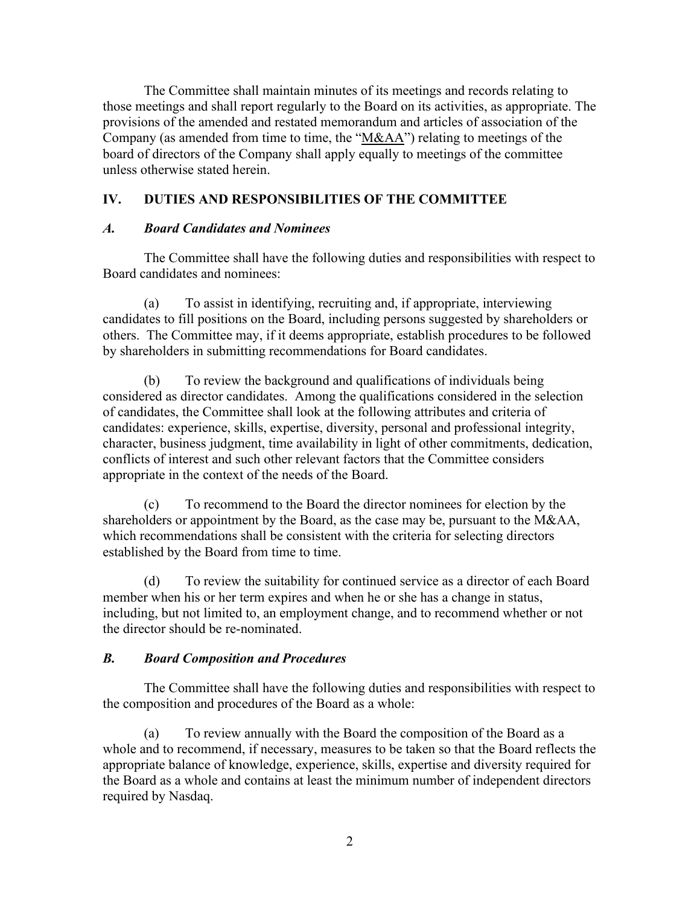The Committee shall maintain minutes of its meetings and records relating to those meetings and shall report regularly to the Board on its activities, as appropriate. The provisions of the amended and restated memorandum and articles of association of the Company (as amended from time to time, the "M&AA") relating to meetings of the board of directors of the Company shall apply equally to meetings of the committee unless otherwise stated herein.

## IV. DUTIES AND RESPONSIBILITIES OF THE COMMITTEE

### *A. Board Candidates and Nominees*

The Committee shall have the following duties and responsibilities with respect to Board candidates and nominees:

(a) To assist in identifying, recruiting and, if appropriate, interviewing candidates to fill positions on the Board, including persons suggested by shareholders or others. The Committee may, if it deems appropriate, establish procedures to be followed by shareholders in submitting recommendations for Board candidates.

(b) To review the background and qualifications of individuals being considered as director candidates. Among the qualifications considered in the selection of candidates, the Committee shall look at the following attributes and criteria of candidates: experience, skills, expertise, diversity, personal and professional integrity, character, business judgment, time availability in light of other commitments, dedication, conflicts of interest and such other relevant factors that the Committee considers appropriate in the context of the needs of the Board.

(c) To recommend to the Board the director nominees for election by the shareholders or appointment by the Board, as the case may be, pursuant to the M&AA, which recommendations shall be consistent with the criteria for selecting directors established by the Board from time to time.

(d) To review the suitability for continued service as a director of each Board member when his or her term expires and when he or she has a change in status, including, but not limited to, an employment change, and to recommend whether or not the director should be re-nominated.

### *B. Board Composition and Procedures*

The Committee shall have the following duties and responsibilities with respect to the composition and procedures of the Board as a whole:

(a) To review annually with the Board the composition of the Board as a whole and to recommend, if necessary, measures to be taken so that the Board reflects the appropriate balance of knowledge, experience, skills, expertise and diversity required for the Board as a whole and contains at least the minimum number of independent directors required by Nasdaq.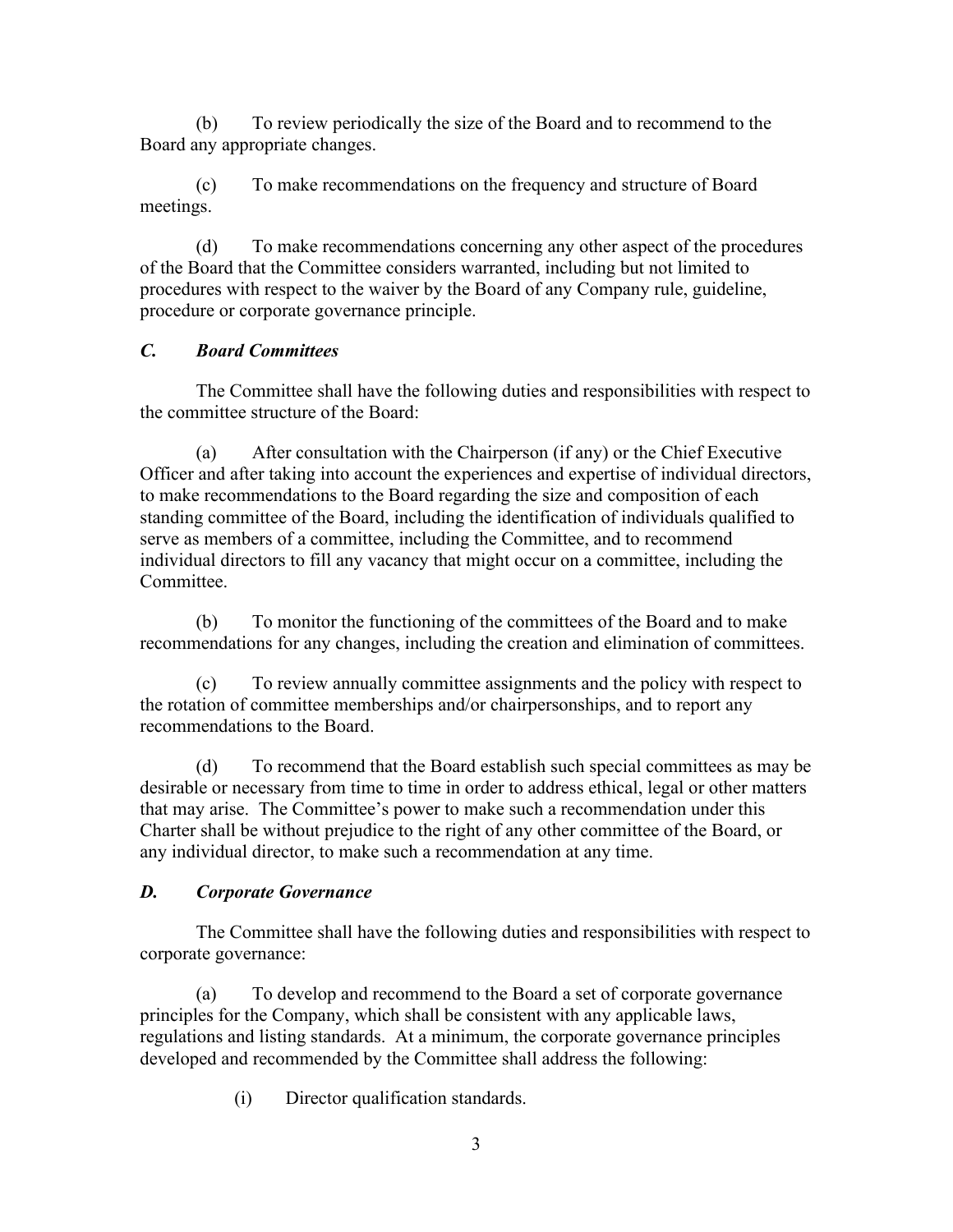(b) To review periodically the size of the Board and to recommend to the Board any appropriate changes.

(c) To make recommendations on the frequency and structure of Board meetings.

(d) To make recommendations concerning any other aspect of the procedures of the Board that the Committee considers warranted, including but not limited to procedures with respect to the waiver by the Board of any Company rule, guideline, procedure or corporate governance principle.

### *C. Board Committees*

The Committee shall have the following duties and responsibilities with respect to the committee structure of the Board:

(a) After consultation with the Chairperson (if any) or the Chief Executive Officer and after taking into account the experiences and expertise of individual directors, to make recommendations to the Board regarding the size and composition of each standing committee of the Board, including the identification of individuals qualified to serve as members of a committee, including the Committee, and to recommend individual directors to fill any vacancy that might occur on a committee, including the Committee.

(b) To monitor the functioning of the committees of the Board and to make recommendations for any changes, including the creation and elimination of committees.

(c) To review annually committee assignments and the policy with respect to the rotation of committee memberships and/or chairpersonships, and to report any recommendations to the Board.

(d) To recommend that the Board establish such special committees as may be desirable or necessary from time to time in order to address ethical, legal or other matters that may arise. The Committee's power to make such a recommendation under this Charter shall be without prejudice to the right of any other committee of the Board, or any individual director, to make such a recommendation at any time.

### *D. Corporate Governance*

The Committee shall have the following duties and responsibilities with respect to corporate governance:

(a) To develop and recommend to the Board a set of corporate governance principles for the Company, which shall be consistent with any applicable laws, regulations and listing standards. At a minimum, the corporate governance principles developed and recommended by the Committee shall address the following:

(i) Director qualification standards.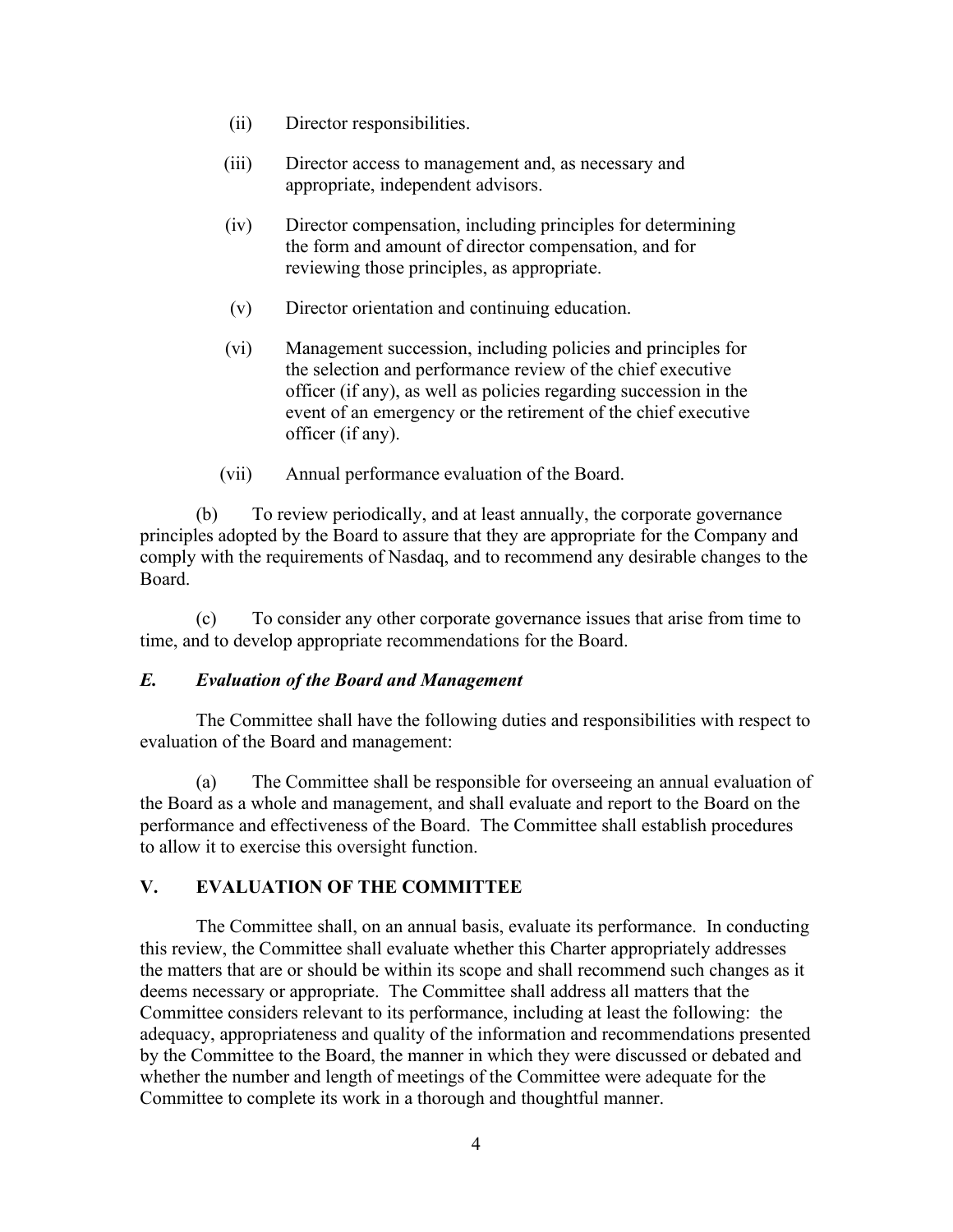(ii) Director responsibilities.

(iii) Director access to management and, as necessary and appropriate, independent advisors.

(iv) Director compensation, including principles for determining the form and amount of director compensation, and for reviewing those principles, as appropriate.

(v) Director orientation and continuing education.

(vi) Management succession, including policies and principles for the selection and performance review of the chief executive officer (if any), as well as policies regarding succession in the event of an emergency or the retirement of the chief executive officer (if any).

(vii) Annual performance evaluation of the Board.

(b) To review periodically, and at least annually, the corporate governance principles adopted by the Board to assure that they are appropriate for the Company and comply with the requirements of Nasdaq, and to recommend any desirable changes to the Board.

(c) To consider any other corporate governance issues that arise from time to time, and to develop appropriate recommendations for the Board.

### *E. Evaluation of the Board and Management*

The Committee shall have the following duties and responsibilities with respect to evaluation of the Board and management:

(a) The Committee shall be responsible for overseeing an annual evaluation of the Board as a whole and management, and shall evaluate and report to the Board on the performance and effectiveness of the Board. The Committee shall establish procedures to allow it to exercise this oversight function.

## V. EVALUATION OF THE COMMITTEE

The Committee shall, on an annual basis, evaluate its performance. In conducting this review, the Committee shall evaluate whether this Charter appropriately addresses the matters that are or should be within its scope and shall recommend such changes as it deems necessary or appropriate. The Committee shall address all matters that the Committee considers relevant to its performance, including at least the following: the adequacy, appropriateness and quality of the information and recommendations presented by the Committee to the Board, the manner in which they were discussed or debated and whether the number and length of meetings of the Committee were adequate for the Committee to complete its work in a thorough and thoughtful manner.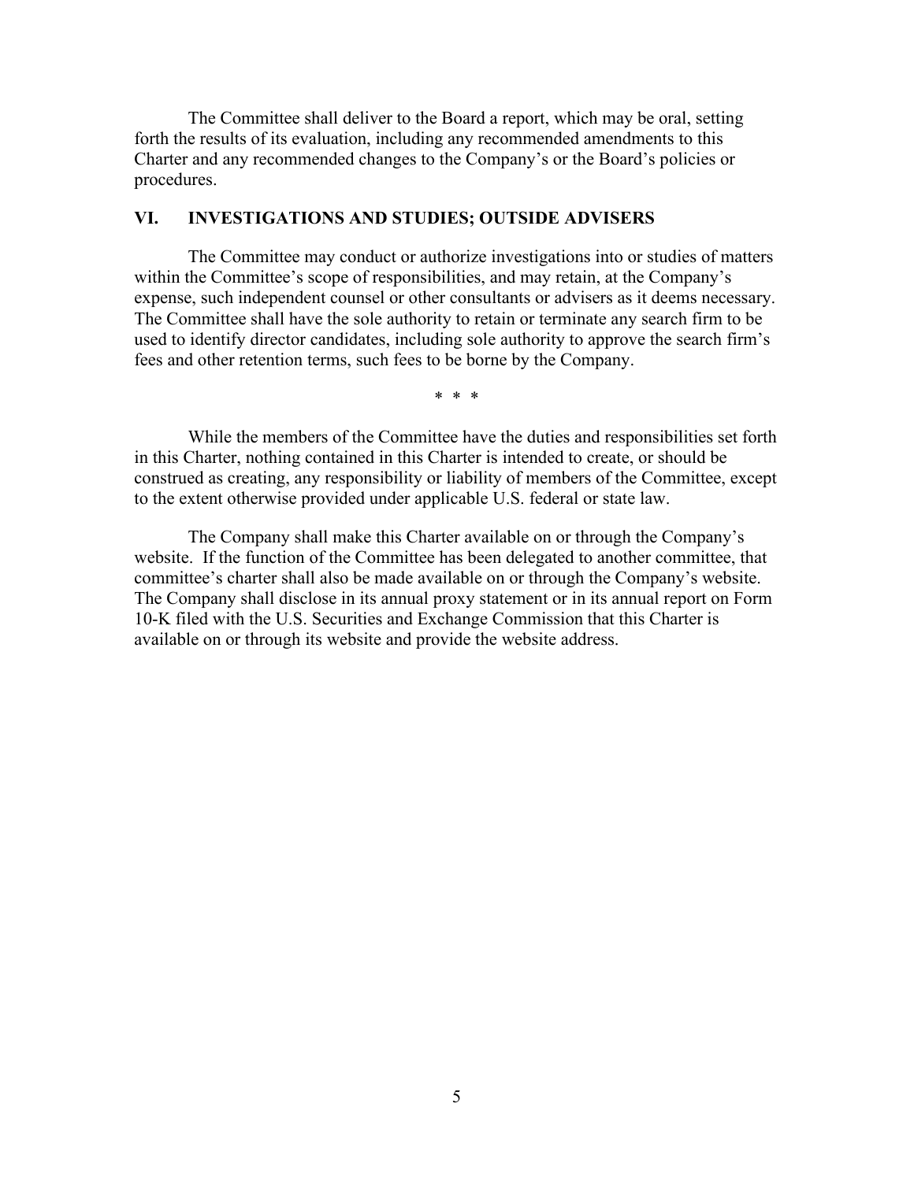The Committee shall deliver to the Board a report, which may be oral, setting forth the results of its evaluation, including any recommended amendments to this Charter and any recommended changes to the Company's or the Board's policies or procedures.

## VI. INVESTIGATIONS AND STUDIES; OUTSIDE ADVISERS

The Committee may conduct or authorize investigations into or studies of matters within the Committee's scope of responsibilities, and may retain, at the Company's expense, such independent counsel or other consultants or advisers as it deems necessary. The Committee shall have the sole authority to retain or terminate any search firm to be used to identify director candidates, including sole authority to approve the search firm's fees and other retention terms, such fees to be borne by the Company.

\* \* \*

While the members of the Committee have the duties and responsibilities set forth in this Charter, nothing contained in this Charter is intended to create, or should be construed as creating, any responsibility or liability of members of the Committee, except to the extent otherwise provided under applicable U.S. federal or state law.

The Company shall make this Charter available on or through the Company's website. If the function of the Committee has been delegated to another committee, that committee's charter shall also be made available on or through the Company's website. The Company shall disclose in its annual proxy statement or in its annual report on Form 10-K filed with the U.S. Securities and Exchange Commission that this Charter is available on or through its website and provide the website address.